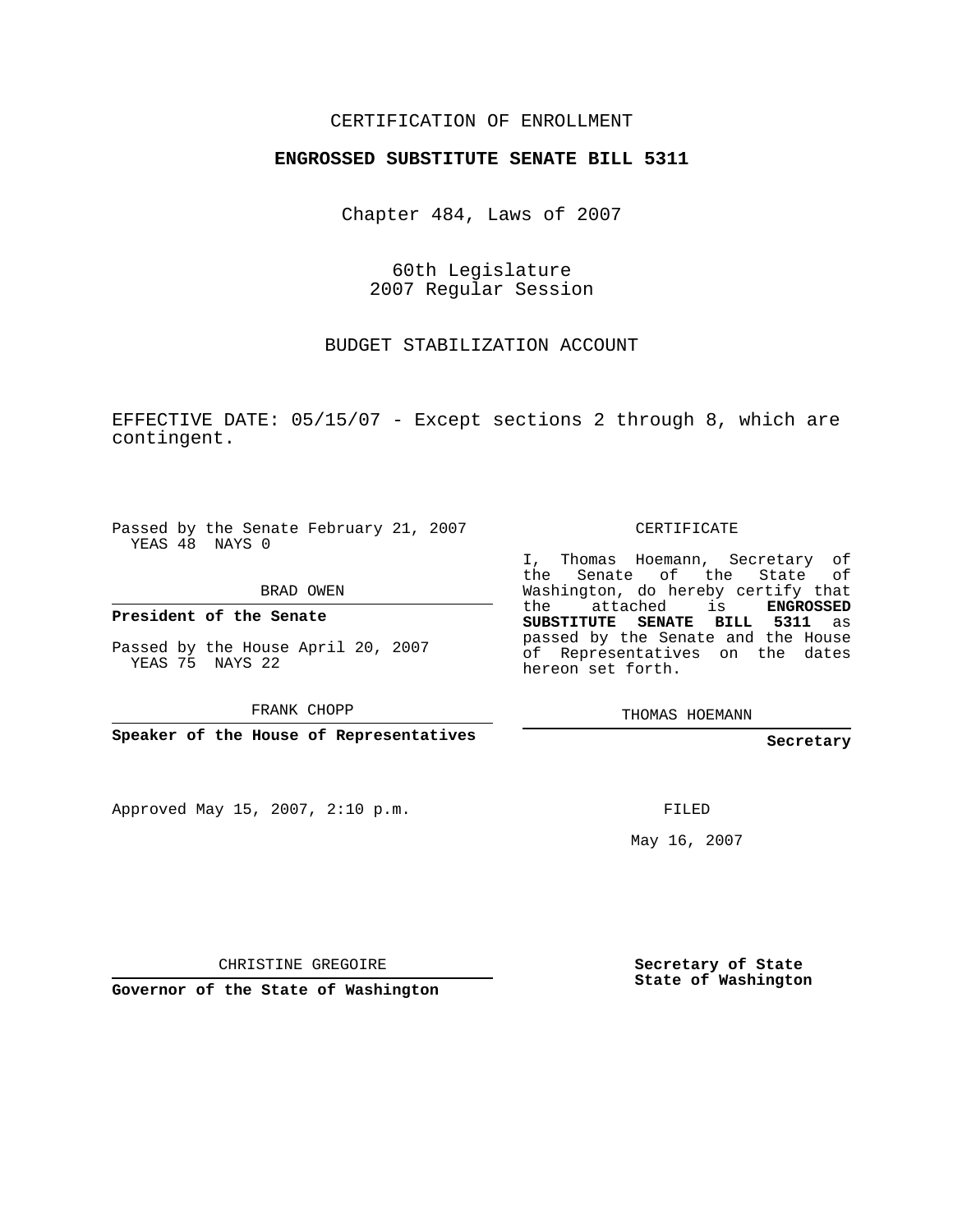CERTIFICATION OF ENROLLMENT

**ENGROSSED SUBSTITUTE SENATE BILL 5311**

Chapter 484, Laws of 2007

60th Legislature
2007 Regular Session

BUDGET STABILIZATION ACCOUNT

EFFECTIVE DATE: 05/15/07 - Except sections 2 through 8, which are contingent.

Passed by the Senate February 21, 2007
YEAS 48 NAYS 0

BRAD OWEN

**President of the Senate**

Passed by the House April 20, 2007
YEAS 75 NAYS 22

FRANK CHOPP

**Speaker of the House of Representatives**

Approved May 15, 2007, 2:10 p.m.

CHRISTINE GREGOIRE

**Governor of the State of Washington**

CERTIFICATE

I, Thomas Hoemann, Secretary of the Senate of the State of Washington, do hereby certify that the attached is **ENGROSSED SUBSTITUTE SENATE BILL 5311** as passed by the Senate and the House of Representatives on the dates hereon set forth.

THOMAS HOEMANN

**Secretary**

FILED

May 16, 2007

**Secretary of State**
**State of Washington**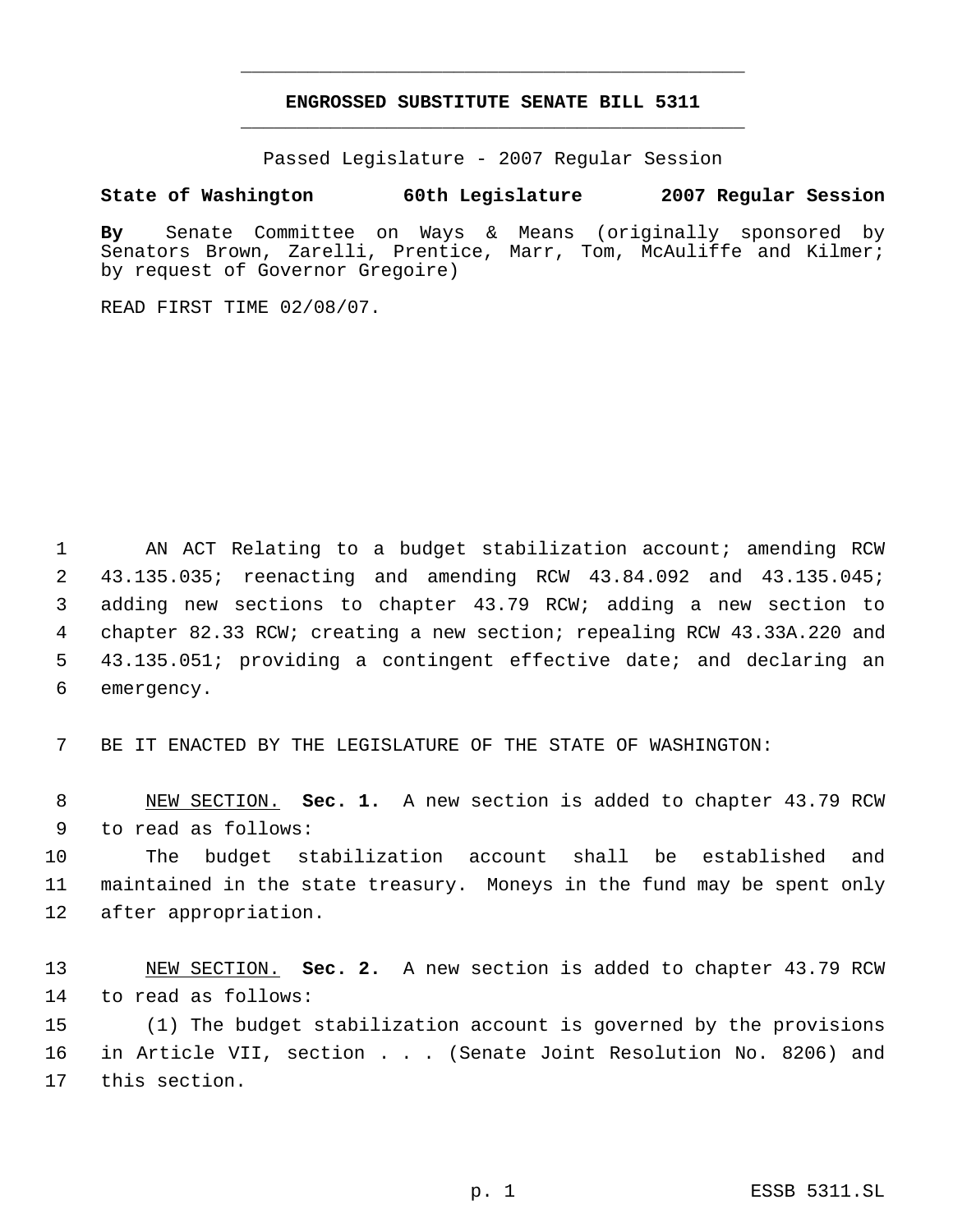# ENGROSSED SUBSTITUTE SENATE BILL 5311

Passed Legislature - 2007 Regular Session

**State of Washington 60th Legislature 2007 Regular Session**

**By** Senate Committee on Ways & Means (originally sponsored by Senators Brown, Zarelli, Prentice, Marr, Tom, McAuliffe and Kilmer; by request of Governor Gregoire)

READ FIRST TIME 02/08/07.

AN ACT Relating to a budget stabilization account; amending RCW 43.135.035; reenacting and amending RCW 43.84.092 and 43.135.045; adding new sections to chapter 43.79 RCW; adding a new section to chapter 82.33 RCW; creating a new section; repealing RCW 43.33A.220 and 43.135.051; providing a contingent effective date; and declaring an emergency.

BE IT ENACTED BY THE LEGISLATURE OF THE STATE OF WASHINGTON:

NEW SECTION. **Sec. 1.** A new section is added to chapter 43.79 RCW to read as follows:

The budget stabilization account shall be established and maintained in the state treasury. Moneys in the fund may be spent only after appropriation.

NEW SECTION. **Sec. 2.** A new section is added to chapter 43.79 RCW to read as follows:

(1) The budget stabilization account is governed by the provisions in Article VII, section . . . (Senate Joint Resolution No. 8206) and this section.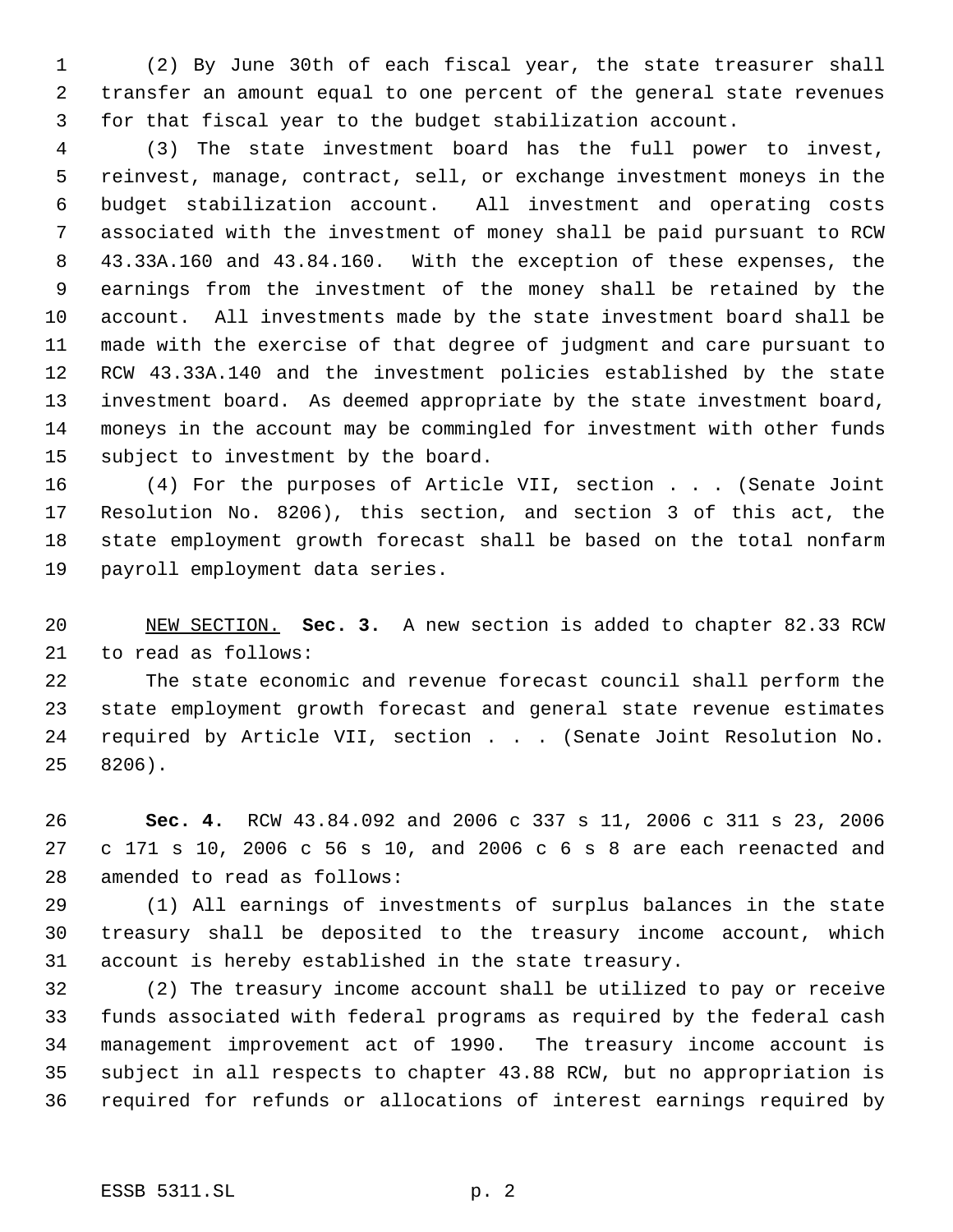(2) By June 30th of each fiscal year, the state treasurer shall transfer an amount equal to one percent of the general state revenues for that fiscal year to the budget stabilization account.

(3) The state investment board has the full power to invest, reinvest, manage, contract, sell, or exchange investment moneys in the budget stabilization account. All investment and operating costs associated with the investment of money shall be paid pursuant to RCW 43.33A.160 and 43.84.160. With the exception of these expenses, the earnings from the investment of the money shall be retained by the account. All investments made by the state investment board shall be made with the exercise of that degree of judgment and care pursuant to RCW 43.33A.140 and the investment policies established by the state investment board. As deemed appropriate by the state investment board, moneys in the account may be commingled for investment with other funds subject to investment by the board.

(4) For the purposes of Article VII, section . . . (Senate Joint Resolution No. 8206), this section, and section 3 of this act, the state employment growth forecast shall be based on the total nonfarm payroll employment data series.

NEW SECTION. **Sec. 3.** A new section is added to chapter 82.33 RCW to read as follows:

The state economic and revenue forecast council shall perform the state employment growth forecast and general state revenue estimates required by Article VII, section . . . (Senate Joint Resolution No. 8206).

**Sec. 4.** RCW 43.84.092 and 2006 c 337 s 11, 2006 c 311 s 23, 2006 c 171 s 10, 2006 c 56 s 10, and 2006 c 6 s 8 are each reenacted and amended to read as follows:

(1) All earnings of investments of surplus balances in the state treasury shall be deposited to the treasury income account, which account is hereby established in the state treasury.

(2) The treasury income account shall be utilized to pay or receive funds associated with federal programs as required by the federal cash management improvement act of 1990. The treasury income account is subject in all respects to chapter 43.88 RCW, but no appropriation is required for refunds or allocations of interest earnings required by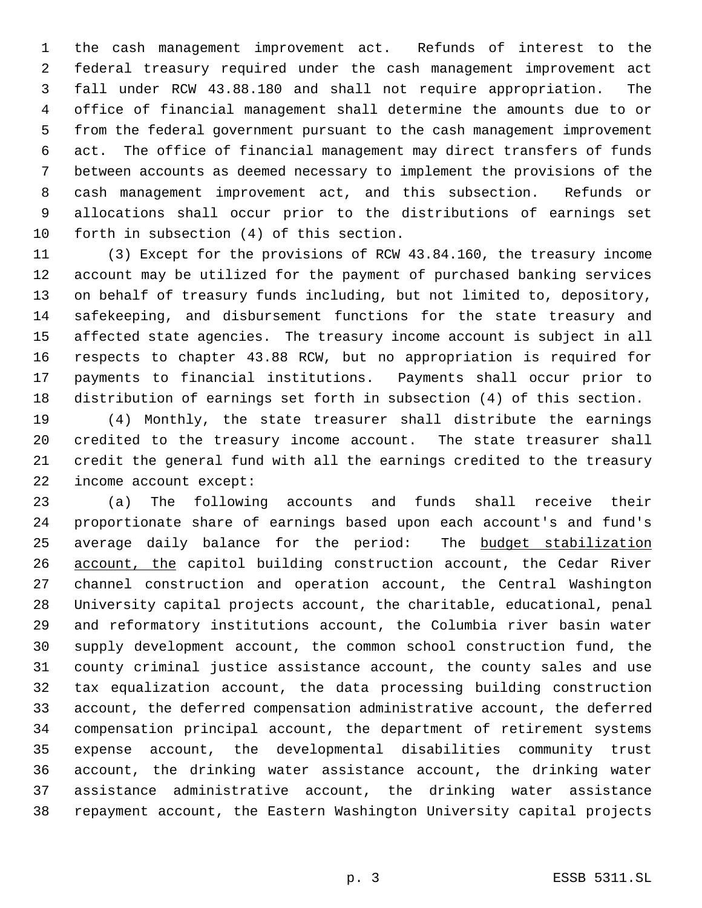the cash management improvement act. Refunds of interest to the federal treasury required under the cash management improvement act fall under RCW 43.88.180 and shall not require appropriation. The office of financial management shall determine the amounts due to or from the federal government pursuant to the cash management improvement act. The office of financial management may direct transfers of funds between accounts as deemed necessary to implement the provisions of the cash management improvement act, and this subsection. Refunds or allocations shall occur prior to the distributions of earnings set forth in subsection (4) of this section.

(3) Except for the provisions of RCW 43.84.160, the treasury income account may be utilized for the payment of purchased banking services on behalf of treasury funds including, but not limited to, depository, safekeeping, and disbursement functions for the state treasury and affected state agencies. The treasury income account is subject in all respects to chapter 43.88 RCW, but no appropriation is required for payments to financial institutions. Payments shall occur prior to distribution of earnings set forth in subsection (4) of this section.

(4) Monthly, the state treasurer shall distribute the earnings credited to the treasury income account. The state treasurer shall credit the general fund with all the earnings credited to the treasury income account except:

(a) The following accounts and funds shall receive their proportionate share of earnings based upon each account's and fund's average daily balance for the period: The <u>budget stabilization account, the</u> capitol building construction account, the Cedar River channel construction and operation account, the Central Washington University capital projects account, the charitable, educational, penal and reformatory institutions account, the Columbia river basin water supply development account, the common school construction fund, the county criminal justice assistance account, the county sales and use tax equalization account, the data processing building construction account, the deferred compensation administrative account, the deferred compensation principal account, the department of retirement systems expense account, the developmental disabilities community trust account, the drinking water assistance account, the drinking water assistance administrative account, the drinking water assistance repayment account, the Eastern Washington University capital projects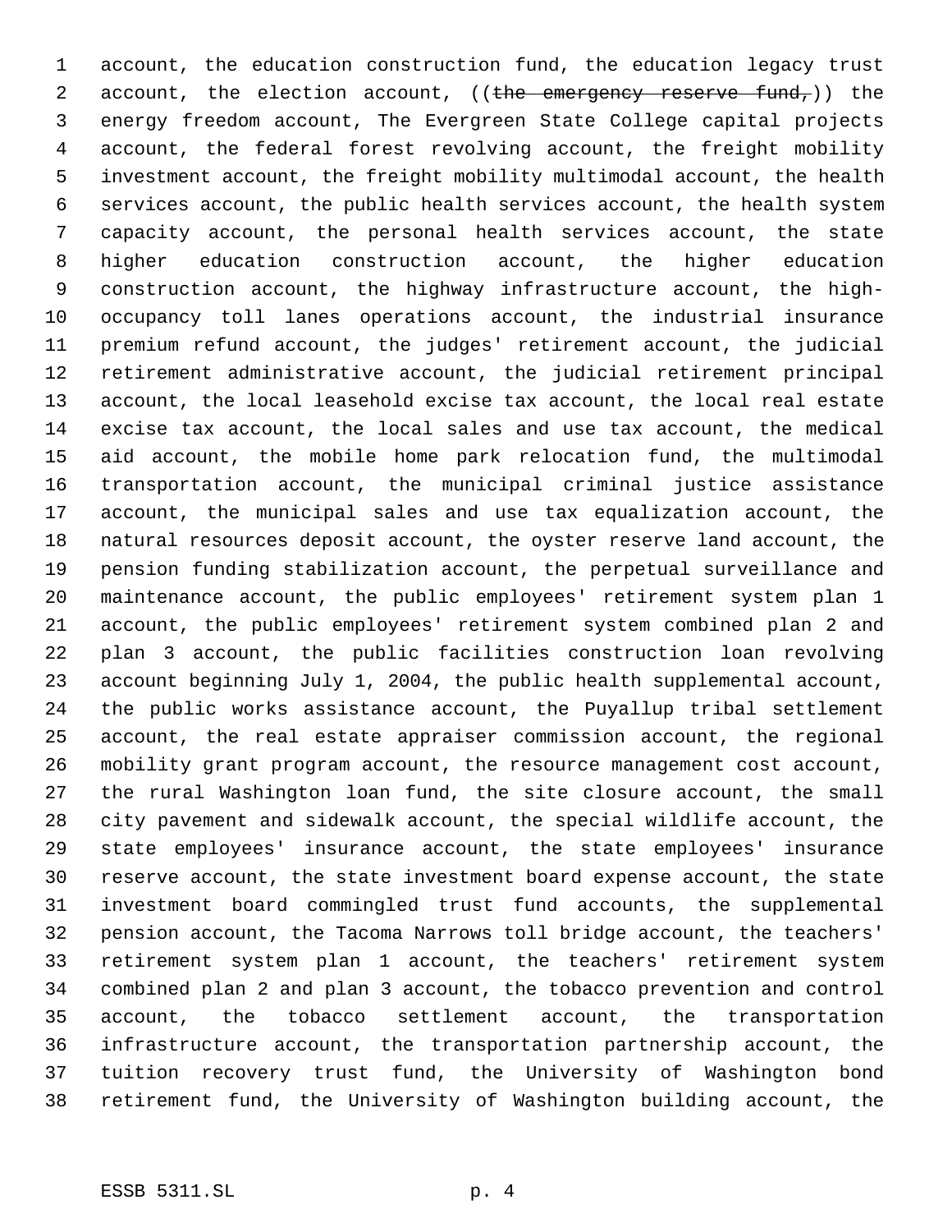account, the education construction fund, the education legacy trust account, the election account, ((~~the emergency reserve fund,~~)) the energy freedom account, The Evergreen State College capital projects account, the federal forest revolving account, the freight mobility investment account, the freight mobility multimodal account, the health services account, the public health services account, the health system capacity account, the personal health services account, the state higher education construction account, the higher education construction account, the highway infrastructure account, the high-occupancy toll lanes operations account, the industrial insurance premium refund account, the judges' retirement account, the judicial retirement administrative account, the judicial retirement principal account, the local leasehold excise tax account, the local real estate excise tax account, the local sales and use tax account, the medical aid account, the mobile home park relocation fund, the multimodal transportation account, the municipal criminal justice assistance account, the municipal sales and use tax equalization account, the natural resources deposit account, the oyster reserve land account, the pension funding stabilization account, the perpetual surveillance and maintenance account, the public employees' retirement system plan 1 account, the public employees' retirement system combined plan 2 and plan 3 account, the public facilities construction loan revolving account beginning July 1, 2004, the public health supplemental account, the public works assistance account, the Puyallup tribal settlement account, the real estate appraiser commission account, the regional mobility grant program account, the resource management cost account, the rural Washington loan fund, the site closure account, the small city pavement and sidewalk account, the special wildlife account, the state employees' insurance account, the state employees' insurance reserve account, the state investment board expense account, the state investment board commingled trust fund accounts, the supplemental pension account, the Tacoma Narrows toll bridge account, the teachers' retirement system plan 1 account, the teachers' retirement system combined plan 2 and plan 3 account, the tobacco prevention and control account, the tobacco settlement account, the transportation infrastructure account, the transportation partnership account, the tuition recovery trust fund, the University of Washington bond retirement fund, the University of Washington building account, the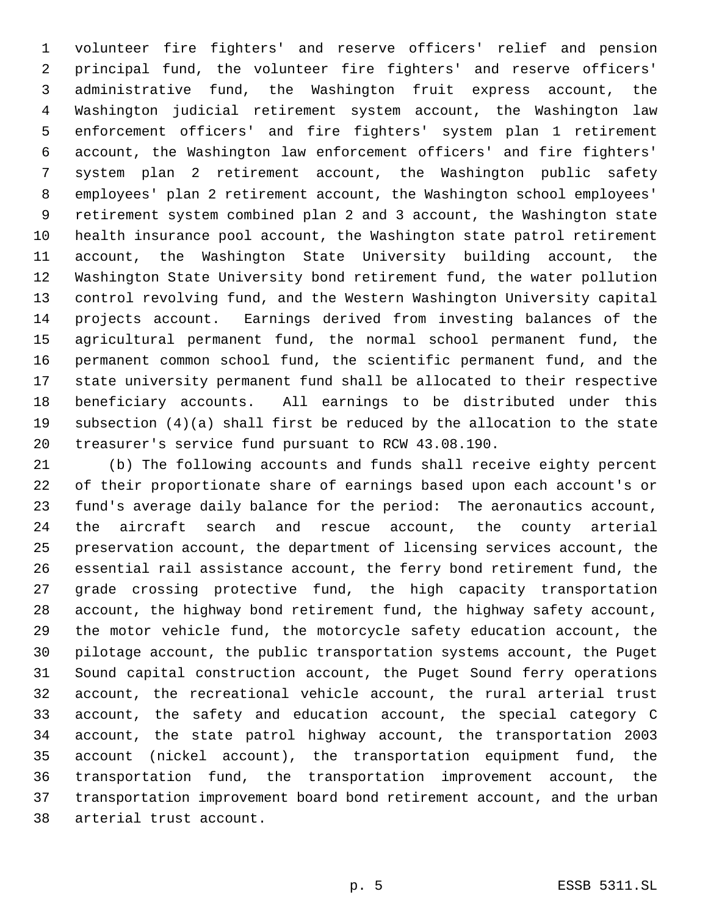volunteer fire fighters' and reserve officers' relief and pension principal fund, the volunteer fire fighters' and reserve officers' administrative fund, the Washington fruit express account, the Washington judicial retirement system account, the Washington law enforcement officers' and fire fighters' system plan 1 retirement account, the Washington law enforcement officers' and fire fighters' system plan 2 retirement account, the Washington public safety employees' plan 2 retirement account, the Washington school employees' retirement system combined plan 2 and 3 account, the Washington state health insurance pool account, the Washington state patrol retirement account, the Washington State University building account, the Washington State University bond retirement fund, the water pollution control revolving fund, and the Western Washington University capital projects account. Earnings derived from investing balances of the agricultural permanent fund, the normal school permanent fund, the permanent common school fund, the scientific permanent fund, and the state university permanent fund shall be allocated to their respective beneficiary accounts. All earnings to be distributed under this subsection (4)(a) shall first be reduced by the allocation to the state treasurer's service fund pursuant to RCW 43.08.190.

(b) The following accounts and funds shall receive eighty percent of their proportionate share of earnings based upon each account's or fund's average daily balance for the period: The aeronautics account, the aircraft search and rescue account, the county arterial preservation account, the department of licensing services account, the essential rail assistance account, the ferry bond retirement fund, the grade crossing protective fund, the high capacity transportation account, the highway bond retirement fund, the highway safety account, the motor vehicle fund, the motorcycle safety education account, the pilotage account, the public transportation systems account, the Puget Sound capital construction account, the Puget Sound ferry operations account, the recreational vehicle account, the rural arterial trust account, the safety and education account, the special category C account, the state patrol highway account, the transportation 2003 account (nickel account), the transportation equipment fund, the transportation fund, the transportation improvement account, the transportation improvement board bond retirement account, and the urban arterial trust account.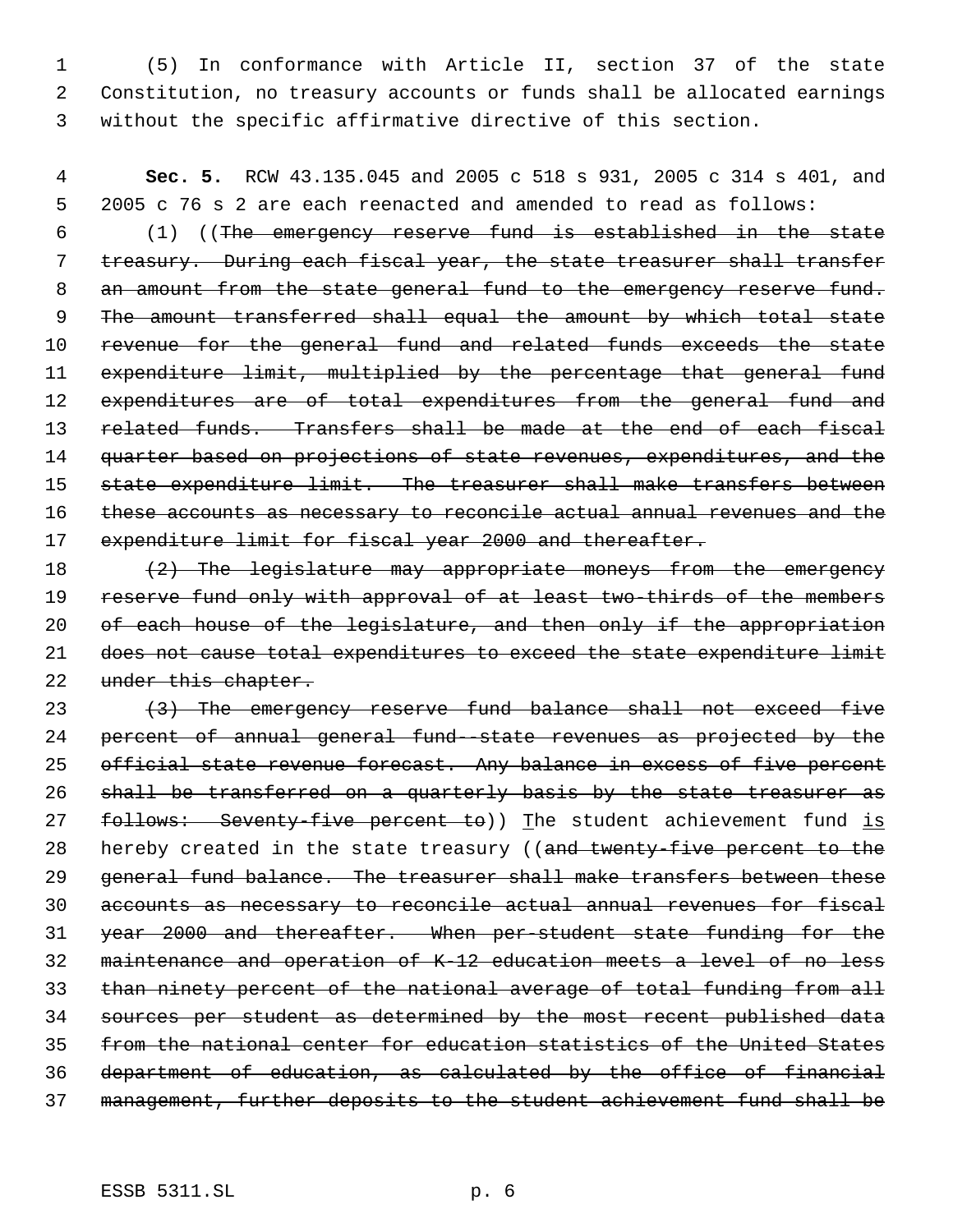(5) In conformance with Article II, section 37 of the state Constitution, no treasury accounts or funds shall be allocated earnings without the specific affirmative directive of this section.

**Sec. 5.** RCW 43.135.045 and 2005 c 518 s 931, 2005 c 314 s 401, and 2005 c 76 s 2 are each reenacted and amended to read as follows:

(1) ((~~The emergency reserve fund is established in the state treasury. During each fiscal year, the state treasurer shall transfer an amount from the state general fund to the emergency reserve fund. The amount transferred shall equal the amount by which total state revenue for the general fund and related funds exceeds the state expenditure limit, multiplied by the percentage that general fund expenditures are of total expenditures from the general fund and related funds. Transfers shall be made at the end of each fiscal quarter based on projections of state revenues, expenditures, and the state expenditure limit. The treasurer shall make transfers between these accounts as necessary to reconcile actual annual revenues and the expenditure limit for fiscal year 2000 and thereafter.~~

~~(2) The legislature may appropriate moneys from the emergency reserve fund only with approval of at least two-thirds of the members of each house of the legislature, and then only if the appropriation does not cause total expenditures to exceed the state expenditure limit under this chapter.~~

~~(3) The emergency reserve fund balance shall not exceed five percent of annual general fund--state revenues as projected by the official state revenue forecast. Any balance in excess of five percent shall be transferred on a quarterly basis by the state treasurer as follows: Seventy-five percent to~~)) <u>T</u>he student achievement fund <u>is</u> hereby created in the state treasury ((~~and twenty-five percent to the general fund balance. The treasurer shall make transfers between these accounts as necessary to reconcile actual annual revenues for fiscal year 2000 and thereafter. When per-student state funding for the maintenance and operation of K-12 education meets a level of no less than ninety percent of the national average of total funding from all sources per student as determined by the most recent published data from the national center for education statistics of the United States department of education, as calculated by the office of financial management, further deposits to the student achievement fund shall be~~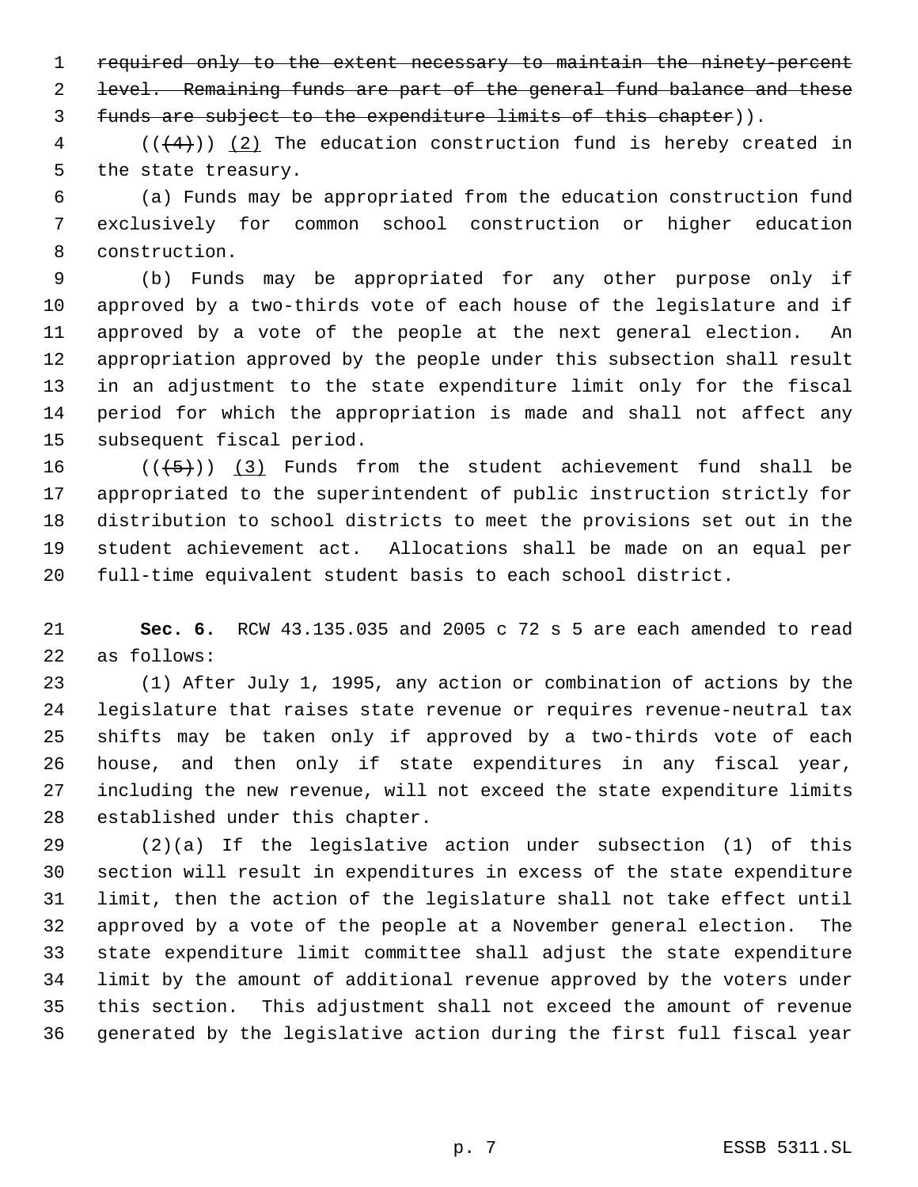~~required only to the extent necessary to maintain the ninety-percent level. Remaining funds are part of the general fund balance and these funds are subject to the expenditure limits of this chapter~~)).

((~~(4)~~)) <u>(2)</u> The education construction fund is hereby created in the state treasury.

(a) Funds may be appropriated from the education construction fund exclusively for common school construction or higher education construction.

(b) Funds may be appropriated for any other purpose only if approved by a two-thirds vote of each house of the legislature and if approved by a vote of the people at the next general election. An appropriation approved by the people under this subsection shall result in an adjustment to the state expenditure limit only for the fiscal period for which the appropriation is made and shall not affect any subsequent fiscal period.

((~~(5)~~)) <u>(3)</u> Funds from the student achievement fund shall be appropriated to the superintendent of public instruction strictly for distribution to school districts to meet the provisions set out in the student achievement act. Allocations shall be made on an equal per full-time equivalent student basis to each school district.

**Sec. 6.** RCW 43.135.035 and 2005 c 72 s 5 are each amended to read as follows:

(1) After July 1, 1995, any action or combination of actions by the legislature that raises state revenue or requires revenue-neutral tax shifts may be taken only if approved by a two-thirds vote of each house, and then only if state expenditures in any fiscal year, including the new revenue, will not exceed the state expenditure limits established under this chapter.

(2)(a) If the legislative action under subsection (1) of this section will result in expenditures in excess of the state expenditure limit, then the action of the legislature shall not take effect until approved by a vote of the people at a November general election. The state expenditure limit committee shall adjust the state expenditure limit by the amount of additional revenue approved by the voters under this section. This adjustment shall not exceed the amount of revenue generated by the legislative action during the first full fiscal year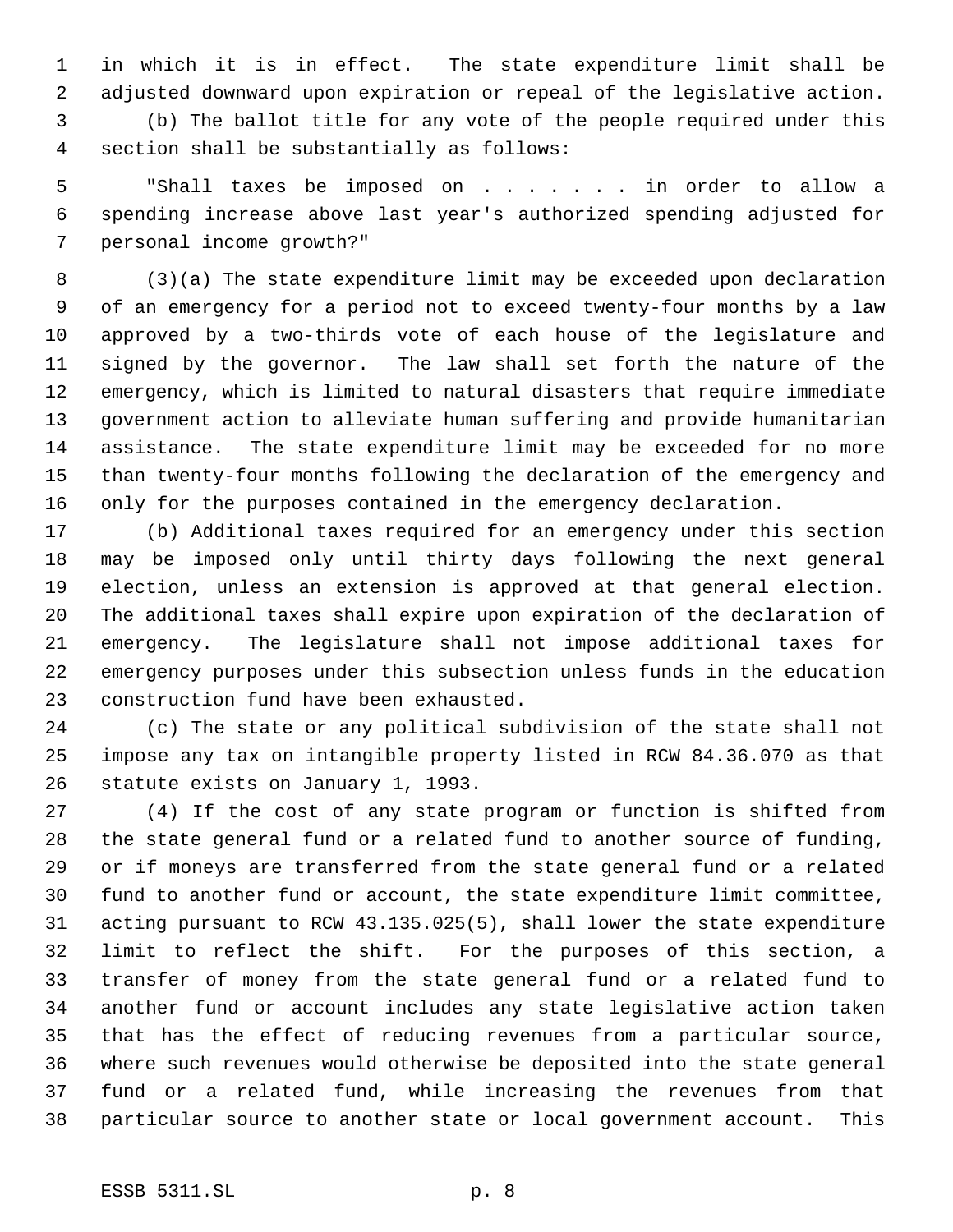in which it is in effect. The state expenditure limit shall be adjusted downward upon expiration or repeal of the legislative action.

(b) The ballot title for any vote of the people required under this section shall be substantially as follows:

"Shall taxes be imposed on . . . . . . . in order to allow a spending increase above last year's authorized spending adjusted for personal income growth?"

(3)(a) The state expenditure limit may be exceeded upon declaration of an emergency for a period not to exceed twenty-four months by a law approved by a two-thirds vote of each house of the legislature and signed by the governor. The law shall set forth the nature of the emergency, which is limited to natural disasters that require immediate government action to alleviate human suffering and provide humanitarian assistance. The state expenditure limit may be exceeded for no more than twenty-four months following the declaration of the emergency and only for the purposes contained in the emergency declaration.

(b) Additional taxes required for an emergency under this section may be imposed only until thirty days following the next general election, unless an extension is approved at that general election. The additional taxes shall expire upon expiration of the declaration of emergency. The legislature shall not impose additional taxes for emergency purposes under this subsection unless funds in the education construction fund have been exhausted.

(c) The state or any political subdivision of the state shall not impose any tax on intangible property listed in RCW 84.36.070 as that statute exists on January 1, 1993.

(4) If the cost of any state program or function is shifted from the state general fund or a related fund to another source of funding, or if moneys are transferred from the state general fund or a related fund to another fund or account, the state expenditure limit committee, acting pursuant to RCW 43.135.025(5), shall lower the state expenditure limit to reflect the shift. For the purposes of this section, a transfer of money from the state general fund or a related fund to another fund or account includes any state legislative action taken that has the effect of reducing revenues from a particular source, where such revenues would otherwise be deposited into the state general fund or a related fund, while increasing the revenues from that particular source to another state or local government account. This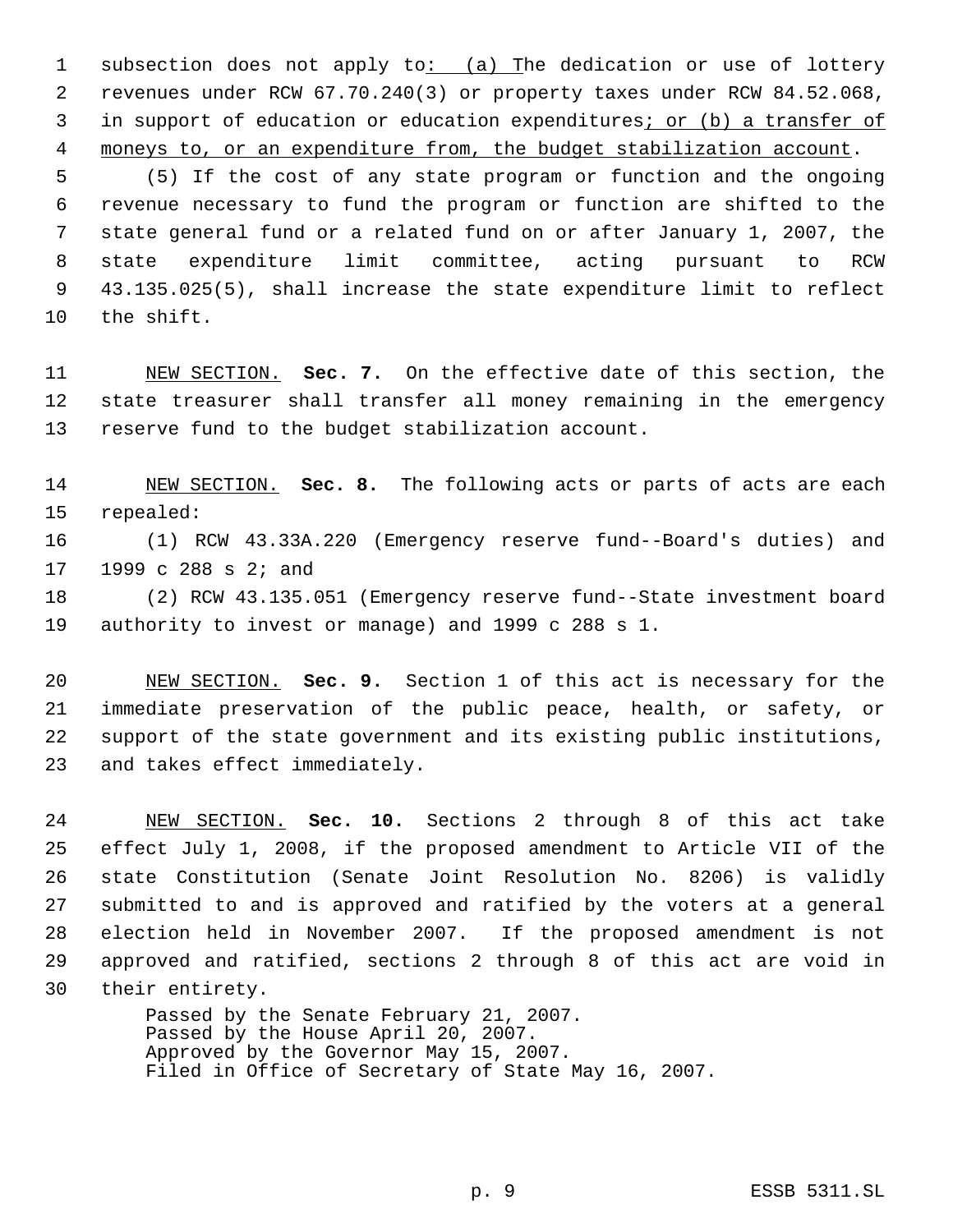subsection does not apply to: (a) The dedication or use of lottery revenues under RCW 67.70.240(3) or property taxes under RCW 84.52.068, in support of education or education expenditures; or (b) a transfer of moneys to, or an expenditure from, the budget stabilization account.

(5) If the cost of any state program or function and the ongoing revenue necessary to fund the program or function are shifted to the state general fund or a related fund on or after January 1, 2007, the state expenditure limit committee, acting pursuant to RCW 43.135.025(5), shall increase the state expenditure limit to reflect the shift.

NEW SECTION. **Sec. 7.** On the effective date of this section, the state treasurer shall transfer all money remaining in the emergency reserve fund to the budget stabilization account.

NEW SECTION. **Sec. 8.** The following acts or parts of acts are each repealed:

(1) RCW 43.33A.220 (Emergency reserve fund--Board's duties) and 1999 c 288 s 2; and

(2) RCW 43.135.051 (Emergency reserve fund--State investment board authority to invest or manage) and 1999 c 288 s 1.

NEW SECTION. **Sec. 9.** Section 1 of this act is necessary for the immediate preservation of the public peace, health, or safety, or support of the state government and its existing public institutions, and takes effect immediately.

NEW SECTION. **Sec. 10.** Sections 2 through 8 of this act take effect July 1, 2008, if the proposed amendment to Article VII of the state Constitution (Senate Joint Resolution No. 8206) is validly submitted to and is approved and ratified by the voters at a general election held in November 2007. If the proposed amendment is not approved and ratified, sections 2 through 8 of this act are void in their entirety.

Passed by the Senate February 21, 2007.
Passed by the House April 20, 2007.
Approved by the Governor May 15, 2007.
Filed in Office of Secretary of State May 16, 2007.